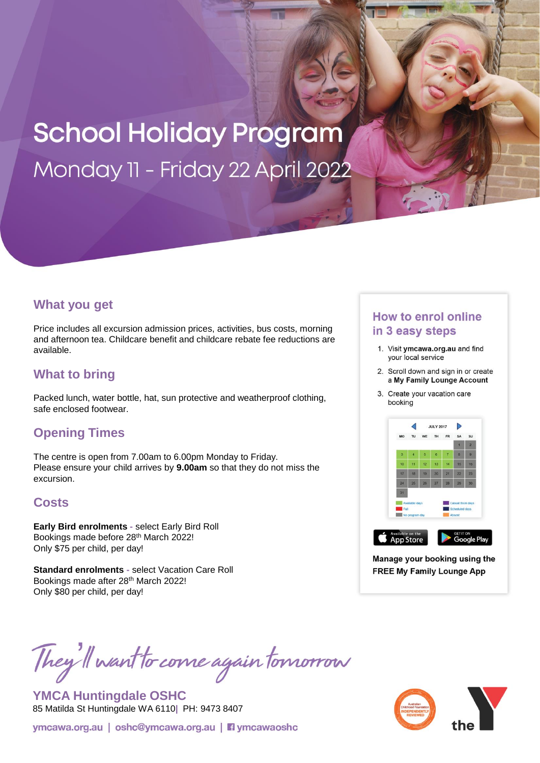# School Holiday Program

Monday 11 - Friday 22 April 2022

## What you get

Price includes all excursion admission prices, activities, bus costs, morning and afternoon tea. Childcare benefit and childcare rebate fee reductions are available.

## What to bring

Packed lunch, water bottle, hat, sun protective and weatherproof clothing, safe enclosed footwear.

## Opening Times

The centre is open from 7.00am to 6.00pm Monday to Friday.
Please ensure your child arrives by **9.00am** so that they do not miss the excursion.

## Costs

**Early Bird enrolments** - select Early Bird Roll
Bookings made before 28th March 2022!
Only $75 per child, per day!

**Standard enrolments** - select Vacation Care Roll
Bookings made after 28th March 2022!
Only $80 per child, per day!

## How to enrol online in 3 easy steps

1. Visit **ymcawa.org.au** and find your local service
2. Scroll down and sign in or create a **My Family Lounge Account**
3. Create your vacation care booking

**Manage your booking using the FREE My Family Lounge App**

*They'll want to come again tomorrow*

**YMCA Huntingdale OSHC**
85 Matilda St Huntingdale WA 6110| PH: 9473 8407

ymcawa.org.au | oshc@ymcawa.org.au | ymcawaoshc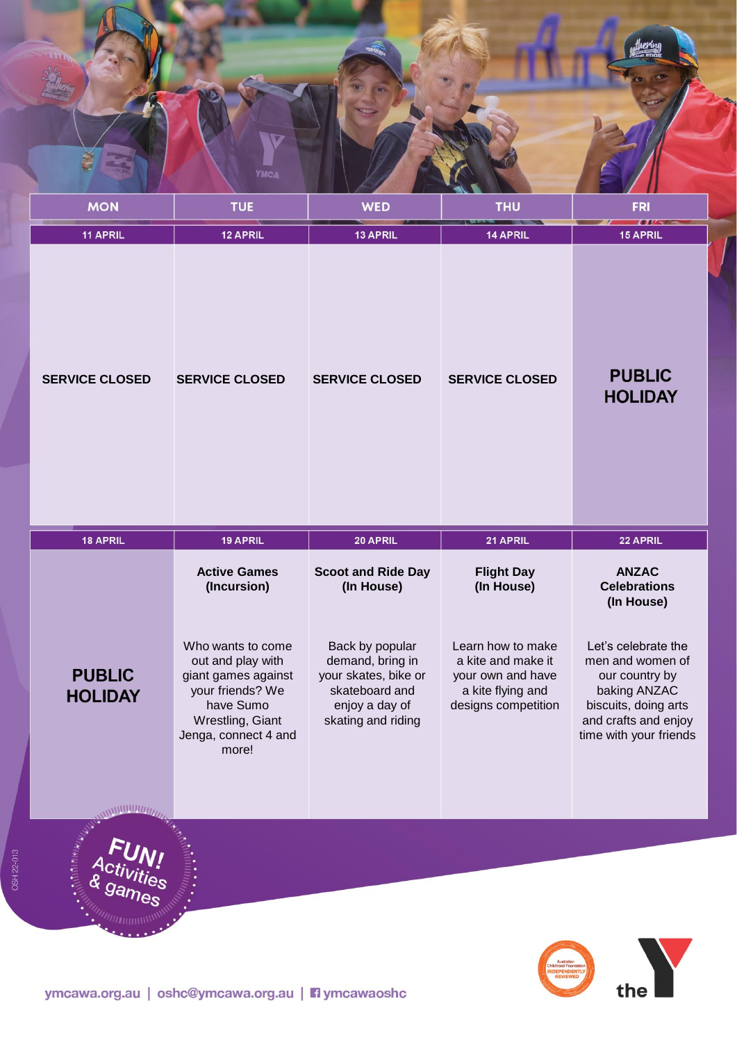| MON | TUE | WED | THU | FRI |
|---|---|---|---|---|
| 11 APRIL | 12 APRIL | 13 APRIL | 14 APRIL | 15 APRIL |
| SERVICE CLOSED | SERVICE CLOSED | SERVICE CLOSED | SERVICE CLOSED | **PUBLIC HOLIDAY** |
| 18 APRIL | 19 APRIL | 20 APRIL | 21 APRIL | 22 APRIL |
| **PUBLIC HOLIDAY** | **Active Games (Incursion)**<br><br>Who wants to come out and play with giant games against your friends? We have Sumo Wrestling, Giant Jenga, connect 4 and more! | **Scoot and Ride Day (In House)**<br><br>Back by popular demand, bring in your skates, bike or skateboard and enjoy a day of skating and riding | **Flight Day (In House)**<br><br>Learn how to make a kite and make it your own and have a kite flying and designs competition | **ANZAC Celebrations (In House)**<br><br>Let's celebrate the men and women of our country by baking ANZAC biscuits, doing arts and crafts and enjoy time with your friends |

FUN! Activities & games

OSH 22-013

ymcawa.org.au | oshc@ymcawa.org.au | ymcawaoshc